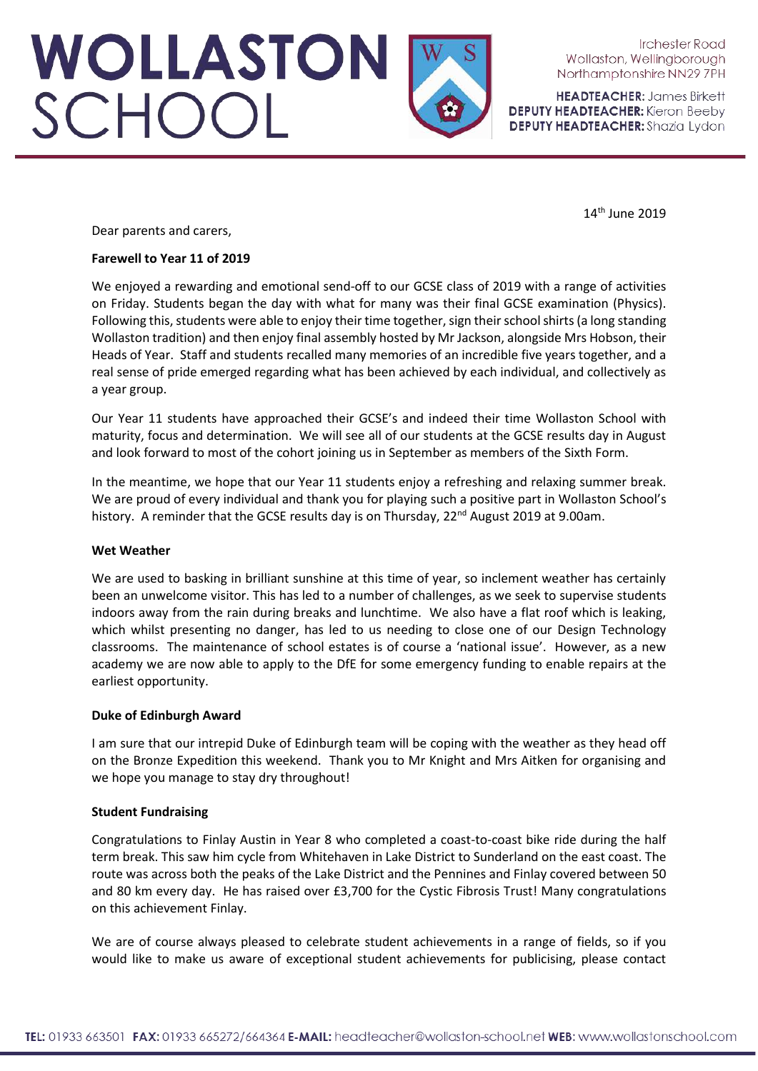# WOLLASTON SCHOOL

Irchester Road
Wollaston, Wellingborough
Northamptonshire NN29 7PH

**HEADTEACHER:** James Birkett
**DEPUTY HEADTEACHER:** Kieron Beeby
**DEPUTY HEADTEACHER:** Shazia Lydon

14th June 2019

Dear parents and carers,

**Farewell to Year 11 of 2019**

We enjoyed a rewarding and emotional send-off to our GCSE class of 2019 with a range of activities on Friday. Students began the day with what for many was their final GCSE examination (Physics). Following this, students were able to enjoy their time together, sign their school shirts (a long standing Wollaston tradition) and then enjoy final assembly hosted by Mr Jackson, alongside Mrs Hobson, their Heads of Year. Staff and students recalled many memories of an incredible five years together, and a real sense of pride emerged regarding what has been achieved by each individual, and collectively as a year group.

Our Year 11 students have approached their GCSE's and indeed their time Wollaston School with maturity, focus and determination. We will see all of our students at the GCSE results day in August and look forward to most of the cohort joining us in September as members of the Sixth Form.

In the meantime, we hope that our Year 11 students enjoy a refreshing and relaxing summer break. We are proud of every individual and thank you for playing such a positive part in Wollaston School's history. A reminder that the GCSE results day is on Thursday, 22nd August 2019 at 9.00am.

**Wet Weather**

We are used to basking in brilliant sunshine at this time of year, so inclement weather has certainly been an unwelcome visitor. This has led to a number of challenges, as we seek to supervise students indoors away from the rain during breaks and lunchtime. We also have a flat roof which is leaking, which whilst presenting no danger, has led to us needing to close one of our Design Technology classrooms. The maintenance of school estates is of course a 'national issue'. However, as a new academy we are now able to apply to the DfE for some emergency funding to enable repairs at the earliest opportunity.

**Duke of Edinburgh Award**

I am sure that our intrepid Duke of Edinburgh team will be coping with the weather as they head off on the Bronze Expedition this weekend. Thank you to Mr Knight and Mrs Aitken for organising and we hope you manage to stay dry throughout!

**Student Fundraising**

Congratulations to Finlay Austin in Year 8 who completed a coast-to-coast bike ride during the half term break. This saw him cycle from Whitehaven in Lake District to Sunderland on the east coast. The route was across both the peaks of the Lake District and the Pennines and Finlay covered between 50 and 80 km every day. He has raised over £3,700 for the Cystic Fibrosis Trust! Many congratulations on this achievement Finlay.

We are of course always pleased to celebrate student achievements in a range of fields, so if you would like to make us aware of exceptional student achievements for publicising, please contact

**TEL:** 01933 663501 **FAX:** 01933 665272/664364 **E-MAIL:** headteacher@wollaston-school.net **WEB:** www.wollastonschool.com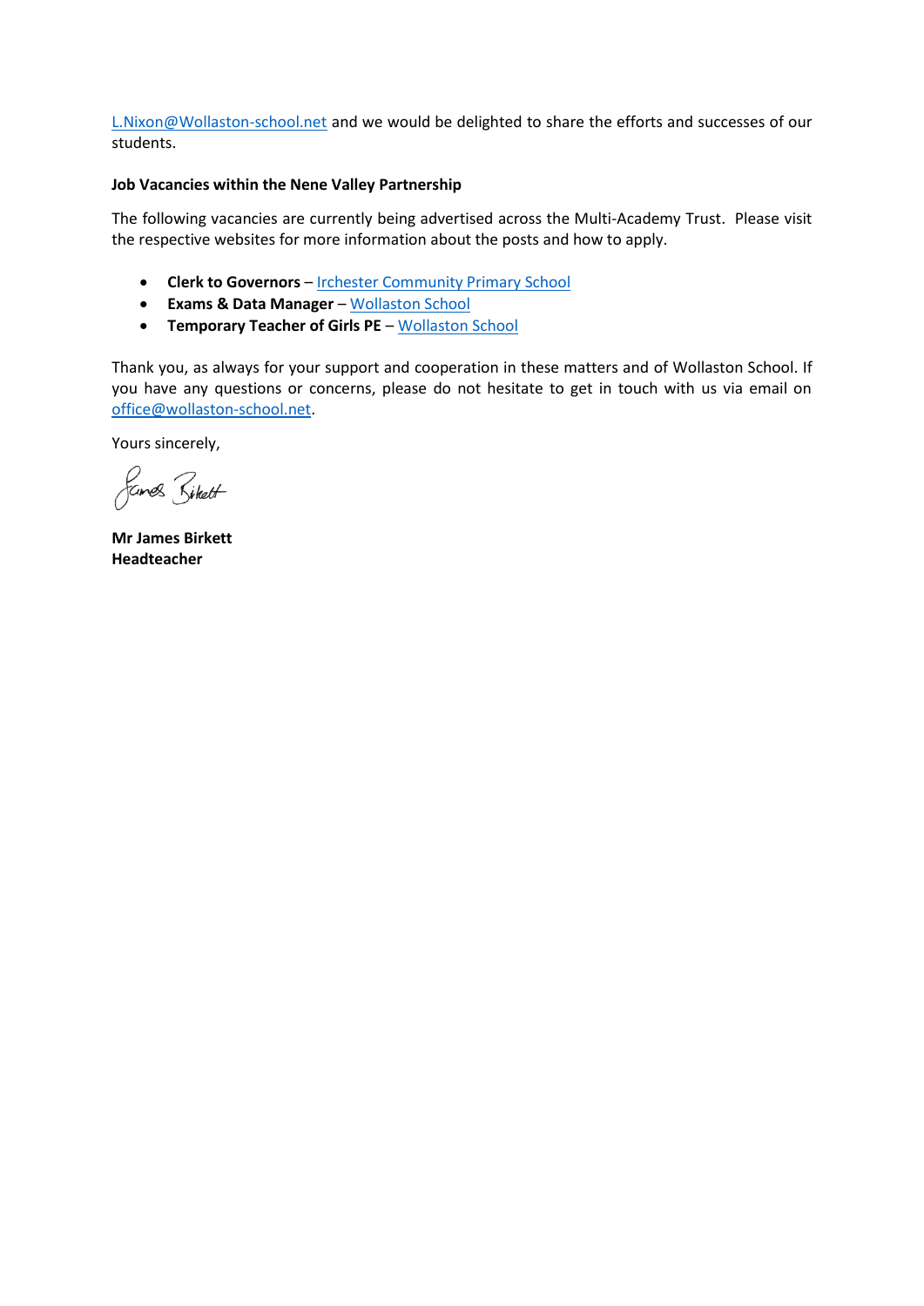L.Nixon@Wollaston-school.net and we would be delighted to share the efforts and successes of our students.

**Job Vacancies within the Nene Valley Partnership**

The following vacancies are currently being advertised across the Multi-Academy Trust. Please visit the respective websites for more information about the posts and how to apply.

- **Clerk to Governors** – Irchester Community Primary School
- **Exams & Data Manager** – Wollaston School
- **Temporary Teacher of Girls PE** – Wollaston School

Thank you, as always for your support and cooperation in these matters and of Wollaston School. If you have any questions or concerns, please do not hesitate to get in touch with us via email on office@wollaston-school.net.

Yours sincerely,

**Mr James Birkett**
**Headteacher**